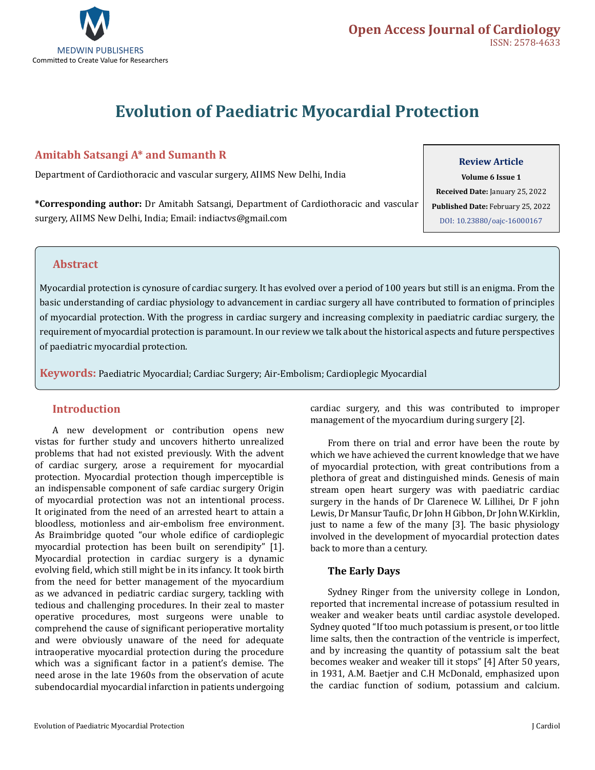# Evolution of Paediatric Myocardial Protection

## Amitabh Satsangi A* and Sumanth R

Department of Cardiothoracic and vascular surgery, AIIMS New Delhi, India

**\*Corresponding author:** Dr Amitabh Satsangi, Department of Cardiothoracic and vascular surgery, AIIMS New Delhi, India; Email: indiactvs@gmail.com

**Review Article**

**Volume 6 Issue 1**

**Received Date:** January 25, 2022

**Published Date:** February 25, 2022

DOI: 10.23880/oajc-16000167

## Abstract

Myocardial protection is cynosure of cardiac surgery. It has evolved over a period of 100 years but still is an enigma. From the basic understanding of cardiac physiology to advancement in cardiac surgery all have contributed to formation of principles of myocardial protection. With the progress in cardiac surgery and increasing complexity in paediatric cardiac surgery, the requirement of myocardial protection is paramount. In our review we talk about the historical aspects and future perspectives of paediatric myocardial protection.

**Keywords:** Paediatric Myocardial; Cardiac Surgery; Air-Embolism; Cardioplegic Myocardial

## Introduction

A new development or contribution opens new vistas for further study and uncovers hitherto unrealized problems that had not existed previously. With the advent of cardiac surgery, arose a requirement for myocardial protection. Myocardial protection though imperceptible is an indispensable component of safe cardiac surgery Origin of myocardial protection was not an intentional process. It originated from the need of an arrested heart to attain a bloodless, motionless and air-embolism free environment. As Braimbridge quoted "our whole edifice of cardioplegic myocardial protection has been built on serendipity" [1]. Myocardial protection in cardiac surgery is a dynamic evolving field, which still might be in its infancy. It took birth from the need for better management of the myocardium as we advanced in pediatric cardiac surgery, tackling with tedious and challenging procedures. In their zeal to master operative procedures, most surgeons were unable to comprehend the cause of significant perioperative mortality and were obviously unaware of the need for adequate intraoperative myocardial protection during the procedure which was a significant factor in a patient's demise. The need arose in the late 1960s from the observation of acute subendocardial myocardial infarction in patients undergoing cardiac surgery, and this was contributed to improper management of the myocardium during surgery [2].

From there on trial and error have been the route by which we have achieved the current knowledge that we have of myocardial protection, with great contributions from a plethora of great and distinguished minds. Genesis of main stream open heart surgery was with paediatric cardiac surgery in the hands of Dr Clarenece W. Lillihei, Dr F john Lewis, Dr Mansur Taufic, Dr John H Gibbon, Dr John W.Kirklin, just to name a few of the many [3]. The basic physiology involved in the development of myocardial protection dates back to more than a century.

### The Early Days

Sydney Ringer from the university college in London, reported that incremental increase of potassium resulted in weaker and weaker beats until cardiac asystole developed. Sydney quoted "If too much potassium is present, or too little lime salts, then the contraction of the ventricle is imperfect, and by increasing the quantity of potassium salt the beat becomes weaker and weaker till it stops" [4] After 50 years, in 1931, A.M. Baetjer and C.H McDonald, emphasized upon the cardiac function of sodium, potassium and calcium.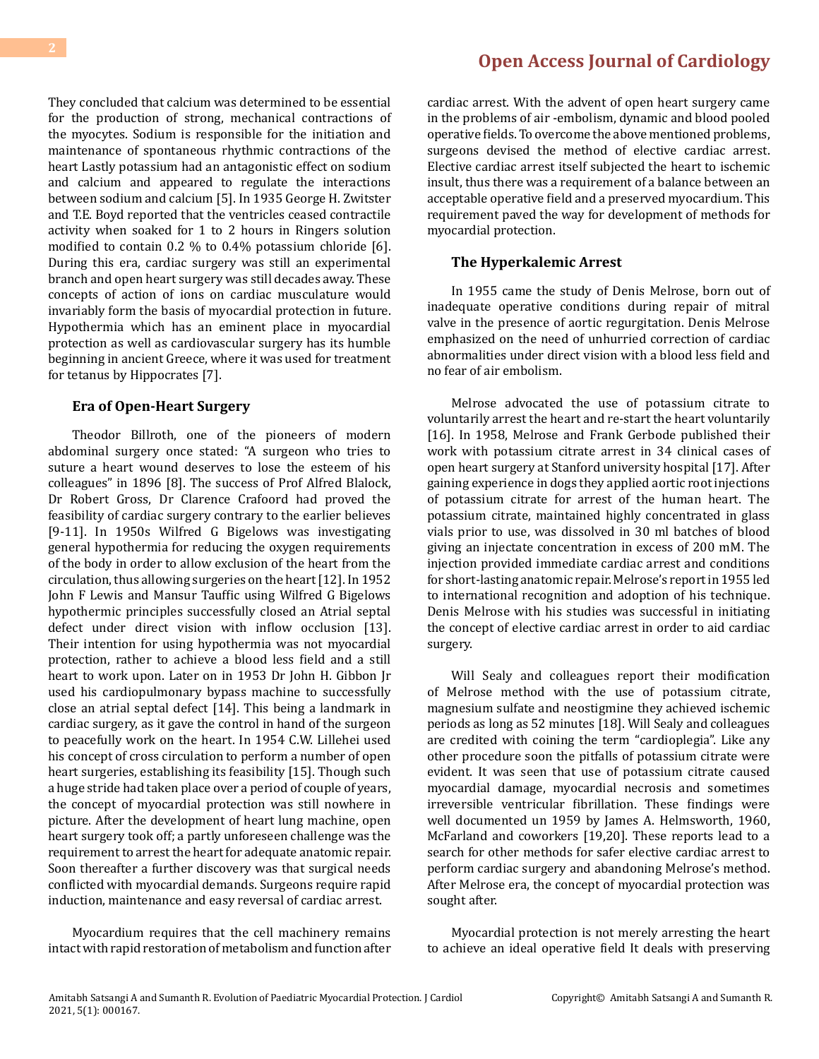They concluded that calcium was determined to be essential for the production of strong, mechanical contractions of the myocytes. Sodium is responsible for the initiation and maintenance of spontaneous rhythmic contractions of the heart Lastly potassium had an antagonistic effect on sodium and calcium and appeared to regulate the interactions between sodium and calcium [5]. In 1935 George H. Zwitster and T.E. Boyd reported that the ventricles ceased contractile activity when soaked for 1 to 2 hours in Ringers solution modified to contain 0.2 % to 0.4% potassium chloride [6]. During this era, cardiac surgery was still an experimental branch and open heart surgery was still decades away. These concepts of action of ions on cardiac musculature would invariably form the basis of myocardial protection in future. Hypothermia which has an eminent place in myocardial protection as well as cardiovascular surgery has its humble beginning in ancient Greece, where it was used for treatment for tetanus by Hippocrates [7].

### Era of Open-Heart Surgery

Theodor Billroth, one of the pioneers of modern abdominal surgery once stated: "A surgeon who tries to suture a heart wound deserves to lose the esteem of his colleagues" in 1896 [8]. The success of Prof Alfred Blalock, Dr Robert Gross, Dr Clarence Crafoord had proved the feasibility of cardiac surgery contrary to the earlier believes [9-11]. In 1950s Wilfred G Bigelows was investigating general hypothermia for reducing the oxygen requirements of the body in order to allow exclusion of the heart from the circulation, thus allowing surgeries on the heart [12]. In 1952 John F Lewis and Mansur Tauffic using Wilfred G Bigelows hypothermic principles successfully closed an Atrial septal defect under direct vision with inflow occlusion [13]. Their intention for using hypothermia was not myocardial protection, rather to achieve a blood less field and a still heart to work upon. Later on in 1953 Dr John H. Gibbon Jr used his cardiopulmonary bypass machine to successfully close an atrial septal defect [14]. This being a landmark in cardiac surgery, as it gave the control in hand of the surgeon to peacefully work on the heart. In 1954 C.W. Lillehei used his concept of cross circulation to perform a number of open heart surgeries, establishing its feasibility [15]. Though such a huge stride had taken place over a period of couple of years, the concept of myocardial protection was still nowhere in picture. After the development of heart lung machine, open heart surgery took off; a partly unforeseen challenge was the requirement to arrest the heart for adequate anatomic repair. Soon thereafter a further discovery was that surgical needs conflicted with myocardial demands. Surgeons require rapid induction, maintenance and easy reversal of cardiac arrest.

Myocardium requires that the cell machinery remains intact with rapid restoration of metabolism and function after cardiac arrest. With the advent of open heart surgery came in the problems of air -embolism, dynamic and blood pooled operative fields. To overcome the above mentioned problems, surgeons devised the method of elective cardiac arrest. Elective cardiac arrest itself subjected the heart to ischemic insult, thus there was a requirement of a balance between an acceptable operative field and a preserved myocardium. This requirement paved the way for development of methods for myocardial protection.

### The Hyperkalemic Arrest

In 1955 came the study of Denis Melrose, born out of inadequate operative conditions during repair of mitral valve in the presence of aortic regurgitation. Denis Melrose emphasized on the need of unhurried correction of cardiac abnormalities under direct vision with a blood less field and no fear of air embolism.

Melrose advocated the use of potassium citrate to voluntarily arrest the heart and re-start the heart voluntarily [16]. In 1958, Melrose and Frank Gerbode published their work with potassium citrate arrest in 34 clinical cases of open heart surgery at Stanford university hospital [17]. After gaining experience in dogs they applied aortic root injections of potassium citrate for arrest of the human heart. The potassium citrate, maintained highly concentrated in glass vials prior to use, was dissolved in 30 ml batches of blood giving an injectate concentration in excess of 200 mM. The injection provided immediate cardiac arrest and conditions for short-lasting anatomic repair. Melrose's report in 1955 led to international recognition and adoption of his technique. Denis Melrose with his studies was successful in initiating the concept of elective cardiac arrest in order to aid cardiac surgery.

Will Sealy and colleagues report their modification of Melrose method with the use of potassium citrate, magnesium sulfate and neostigmine they achieved ischemic periods as long as 52 minutes [18]. Will Sealy and colleagues are credited with coining the term "cardioplegia". Like any other procedure soon the pitfalls of potassium citrate were evident. It was seen that use of potassium citrate caused myocardial damage, myocardial necrosis and sometimes irreversible ventricular fibrillation. These findings were well documented un 1959 by James A. Helmsworth, 1960, McFarland and coworkers [19,20]. These reports lead to a search for other methods for safer elective cardiac arrest to perform cardiac surgery and abandoning Melrose's method. After Melrose era, the concept of myocardial protection was sought after.

Myocardial protection is not merely arresting the heart to achieve an ideal operative field It deals with preserving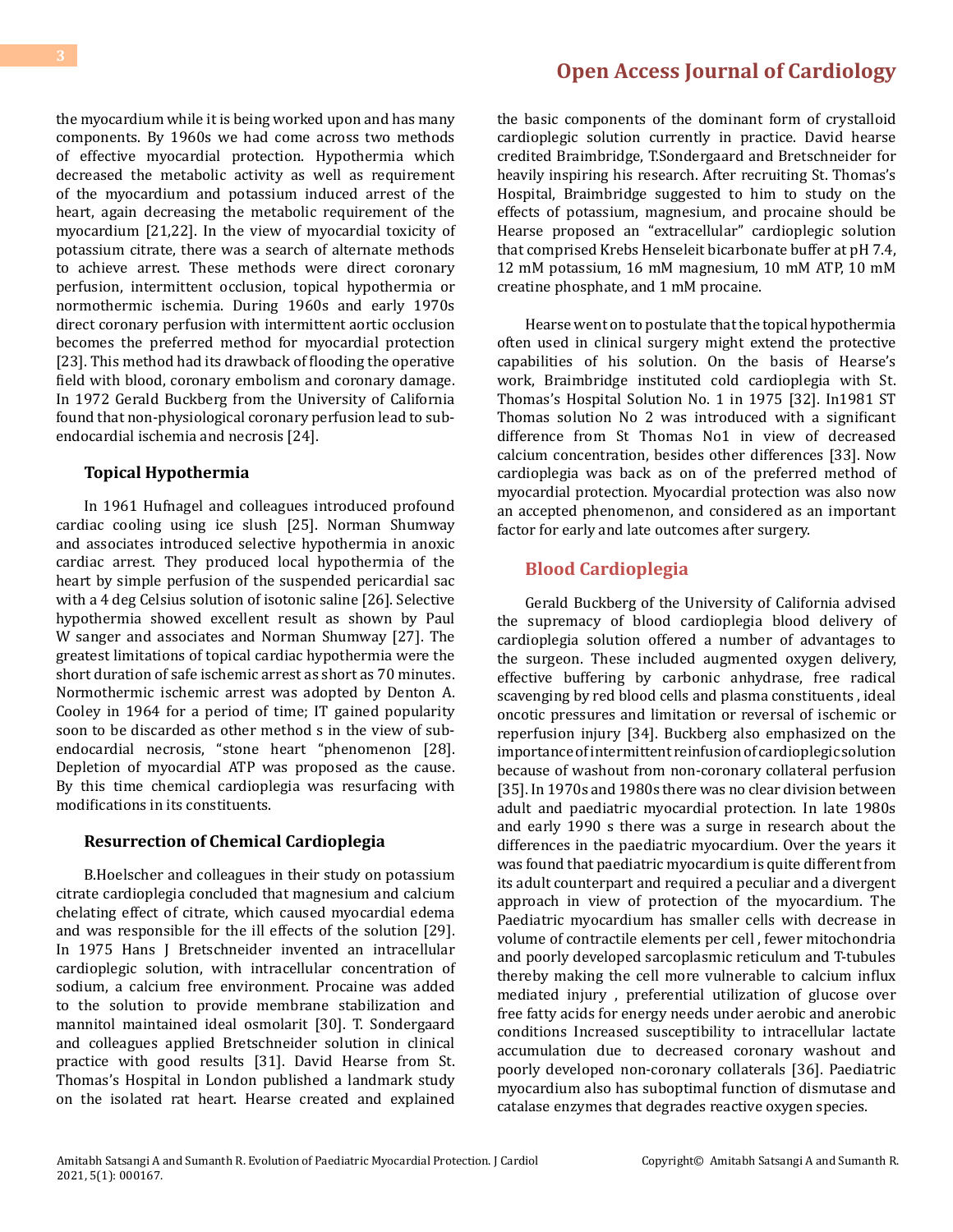the myocardium while it is being worked upon and has many components. By 1960s we had come across two methods of effective myocardial protection. Hypothermia which decreased the metabolic activity as well as requirement of the myocardium and potassium induced arrest of the heart, again decreasing the metabolic requirement of the myocardium [21,22]. In the view of myocardial toxicity of potassium citrate, there was a search of alternate methods to achieve arrest. These methods were direct coronary perfusion, intermittent occlusion, topical hypothermia or normothermic ischemia. During 1960s and early 1970s direct coronary perfusion with intermittent aortic occlusion becomes the preferred method for myocardial protection [23]. This method had its drawback of flooding the operative field with blood, coronary embolism and coronary damage. In 1972 Gerald Buckberg from the University of California found that non-physiological coronary perfusion lead to sub-endocardial ischemia and necrosis [24].

### Topical Hypothermia

In 1961 Hufnagel and colleagues introduced profound cardiac cooling using ice slush [25]. Norman Shumway and associates introduced selective hypothermia in anoxic cardiac arrest. They produced local hypothermia of the heart by simple perfusion of the suspended pericardial sac with a 4 deg Celsius solution of isotonic saline [26]. Selective hypothermia showed excellent result as shown by Paul W sanger and associates and Norman Shumway [27]. The greatest limitations of topical cardiac hypothermia were the short duration of safe ischemic arrest as short as 70 minutes. Normothermic ischemic arrest was adopted by Denton A. Cooley in 1964 for a period of time; IT gained popularity soon to be discarded as other method s in the view of sub-endocardial necrosis, "stone heart "phenomenon [28]. Depletion of myocardial ATP was proposed as the cause. By this time chemical cardioplegia was resurfacing with modifications in its constituents.

### Resurrection of Chemical Cardioplegia

B.Hoelscher and colleagues in their study on potassium citrate cardioplegia concluded that magnesium and calcium chelating effect of citrate, which caused myocardial edema and was responsible for the ill effects of the solution [29]. In 1975 Hans J Bretschneider invented an intracellular cardioplegic solution, with intracellular concentration of sodium, a calcium free environment. Procaine was added to the solution to provide membrane stabilization and mannitol maintained ideal osmolarit [30]. T. Sondergaard and colleagues applied Bretschneider solution in clinical practice with good results [31]. David Hearse from St. Thomas's Hospital in London published a landmark study on the isolated rat heart. Hearse created and explained the basic components of the dominant form of crystalloid cardioplegic solution currently in practice. David hearse credited Braimbridge, T.Sondergaard and Bretschneider for heavily inspiring his research. After recruiting St. Thomas's Hospital, Braimbridge suggested to him to study on the effects of potassium, magnesium, and procaine should be Hearse proposed an "extracellular" cardioplegic solution that comprised Krebs Henseleit bicarbonate buffer at pH 7.4, 12 mM potassium, 16 mM magnesium, 10 mM ATP, 10 mM creatine phosphate, and 1 mM procaine.

Hearse went on to postulate that the topical hypothermia often used in clinical surgery might extend the protective capabilities of his solution. On the basis of Hearse's work, Braimbridge instituted cold cardioplegia with St. Thomas's Hospital Solution No. 1 in 1975 [32]. In1981 ST Thomas solution No 2 was introduced with a significant difference from St Thomas No1 in view of decreased calcium concentration, besides other differences [33]. Now cardioplegia was back as on of the preferred method of myocardial protection. Myocardial protection was also now an accepted phenomenon, and considered as an important factor for early and late outcomes after surgery.

## Blood Cardioplegia

Gerald Buckberg of the University of California advised the supremacy of blood cardioplegia blood delivery of cardioplegia solution offered a number of advantages to the surgeon. These included augmented oxygen delivery, effective buffering by carbonic anhydrase, free radical scavenging by red blood cells and plasma constituents , ideal oncotic pressures and limitation or reversal of ischemic or reperfusion injury [34]. Buckberg also emphasized on the importance of intermittent reinfusion of cardioplegic solution because of washout from non-coronary collateral perfusion [35]. In 1970s and 1980s there was no clear division between adult and paediatric myocardial protection. In late 1980s and early 1990 s there was a surge in research about the differences in the paediatric myocardium. Over the years it was found that paediatric myocardium is quite different from its adult counterpart and required a peculiar and a divergent approach in view of protection of the myocardium. The Paediatric myocardium has smaller cells with decrease in volume of contractile elements per cell , fewer mitochondria and poorly developed sarcoplasmic reticulum and T-tubules thereby making the cell more vulnerable to calcium influx mediated injury , preferential utilization of glucose over free fatty acids for energy needs under aerobic and anerobic conditions Increased susceptibility to intracellular lactate accumulation due to decreased coronary washout and poorly developed non-coronary collaterals [36]. Paediatric myocardium also has suboptimal function of dismutase and catalase enzymes that degrades reactive oxygen species.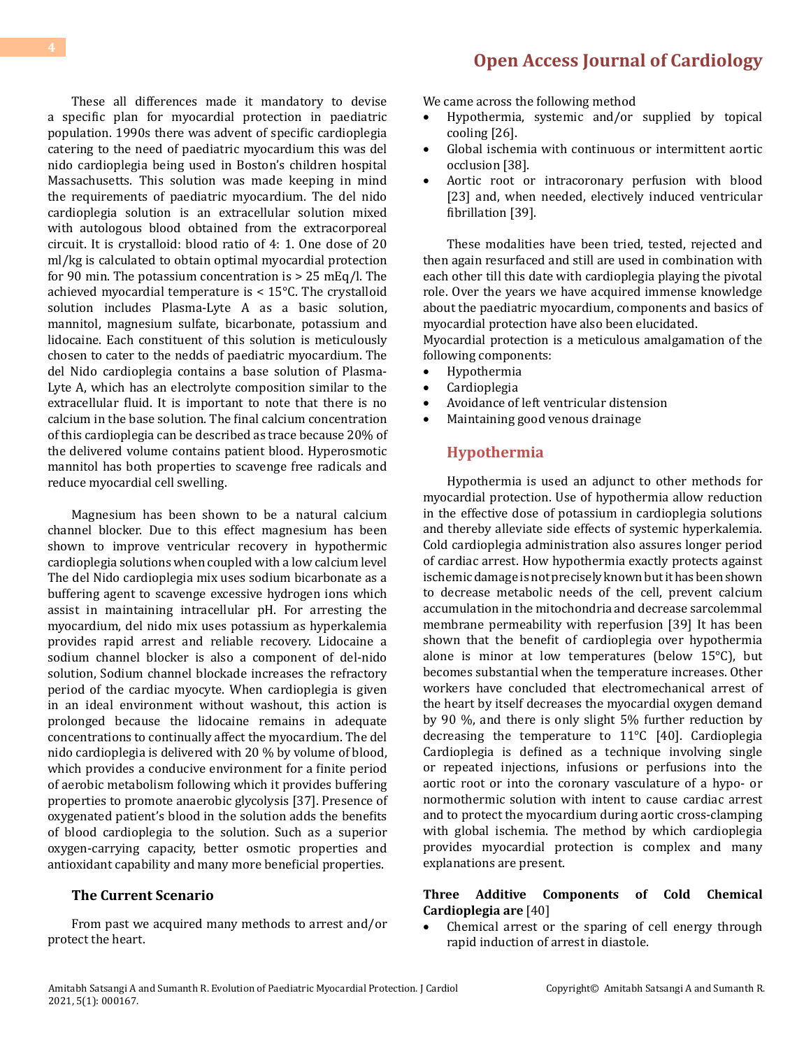These all differences made it mandatory to devise a specific plan for myocardial protection in paediatric population. 1990s there was advent of specific cardioplegia catering to the need of paediatric myocardium this was del nido cardioplegia being used in Boston's children hospital Massachusetts. This solution was made keeping in mind the requirements of paediatric myocardium. The del nido cardioplegia solution is an extracellular solution mixed with autologous blood obtained from the extracorporeal circuit. It is crystalloid: blood ratio of 4: 1. One dose of 20 ml/kg is calculated to obtain optimal myocardial protection for 90 min. The potassium concentration is > 25 mEq/l. The achieved myocardial temperature is < 15°C. The crystalloid solution includes Plasma-Lyte A as a basic solution, mannitol, magnesium sulfate, bicarbonate, potassium and lidocaine. Each constituent of this solution is meticulously chosen to cater to the nedds of paediatric myocardium. The del Nido cardioplegia contains a base solution of Plasma-Lyte A, which has an electrolyte composition similar to the extracellular fluid. It is important to note that there is no calcium in the base solution. The final calcium concentration of this cardioplegia can be described as trace because 20% of the delivered volume contains patient blood. Hyperosmotic mannitol has both properties to scavenge free radicals and reduce myocardial cell swelling.

Magnesium has been shown to be a natural calcium channel blocker. Due to this effect magnesium has been shown to improve ventricular recovery in hypothermic cardioplegia solutions when coupled with a low calcium level The del Nido cardioplegia mix uses sodium bicarbonate as a buffering agent to scavenge excessive hydrogen ions which assist in maintaining intracellular pH. For arresting the myocardium, del nido mix uses potassium as hyperkalemia provides rapid arrest and reliable recovery. Lidocaine a sodium channel blocker is also a component of del-nido solution, Sodium channel blockade increases the refractory period of the cardiac myocyte. When cardioplegia is given in an ideal environment without washout, this action is prolonged because the lidocaine remains in adequate concentrations to continually affect the myocardium. The del nido cardioplegia is delivered with 20 % by volume of blood, which provides a conducive environment for a finite period of aerobic metabolism following which it provides buffering properties to promote anaerobic glycolysis [37]. Presence of oxygenated patient's blood in the solution adds the benefits of blood cardioplegia to the solution. Such as a superior oxygen-carrying capacity, better osmotic properties and antioxidant capability and many more beneficial properties.

## The Current Scenario

From past we acquired many methods to arrest and/or protect the heart.

We came across the following method

- Hypothermia, systemic and/or supplied by topical cooling [26].
- Global ischemia with continuous or intermittent aortic occlusion [38].
- Aortic root or intracoronary perfusion with blood [23] and, when needed, electively induced ventricular fibrillation [39].

These modalities have been tried, tested, rejected and then again resurfaced and still are used in combination with each other till this date with cardioplegia playing the pivotal role. Over the years we have acquired immense knowledge about the paediatric myocardium, components and basics of myocardial protection have also been elucidated.

Myocardial protection is a meticulous amalgamation of the following components:

- Hypothermia
- Cardioplegia
- Avoidance of left ventricular distension
- Maintaining good venous drainage

## Hypothermia

Hypothermia is used an adjunct to other methods for myocardial protection. Use of hypothermia allow reduction in the effective dose of potassium in cardioplegia solutions and thereby alleviate side effects of systemic hyperkalemia. Cold cardioplegia administration also assures longer period of cardiac arrest. How hypothermia exactly protects against ischemic damage is not precisely known but it has been shown to decrease metabolic needs of the cell, prevent calcium accumulation in the mitochondria and decrease sarcolemmal membrane permeability with reperfusion [39] It has been shown that the benefit of cardioplegia over hypothermia alone is minor at low temperatures (below 15°C), but becomes substantial when the temperature increases. Other workers have concluded that electromechanical arrest of the heart by itself decreases the myocardial oxygen demand by 90 %, and there is only slight 5% further reduction by decreasing the temperature to 11°C [40]. Cardioplegia Cardioplegia is defined as a technique involving single or repeated injections, infusions or perfusions into the aortic root or into the coronary vasculature of a hypo- or normothermic solution with intent to cause cardiac arrest and to protect the myocardium during aortic cross-clamping with global ischemia. The method by which cardioplegia provides myocardial protection is complex and many explanations are present.

**Three Additive Components of Cold Chemical Cardioplegia are** [40]

- Chemical arrest or the sparing of cell energy through rapid induction of arrest in diastole.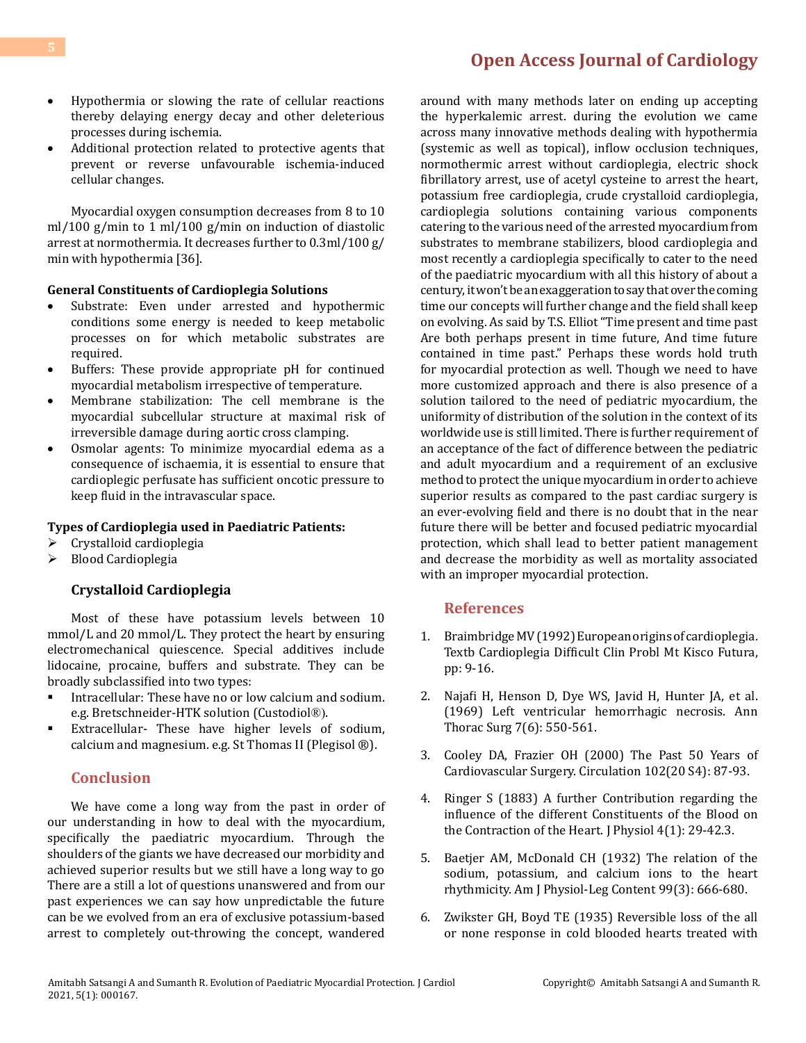- Hypothermia or slowing the rate of cellular reactions thereby delaying energy decay and other deleterious processes during ischemia.
- Additional protection related to protective agents that prevent or reverse unfavourable ischemia-induced cellular changes.

Myocardial oxygen consumption decreases from 8 to 10 ml/100 g/min to 1 ml/100 g/min on induction of diastolic arrest at normothermia. It decreases further to 0.3ml/100 g/min with hypothermia [36].

**General Constituents of Cardioplegia Solutions**

- Substrate: Even under arrested and hypothermic conditions some energy is needed to keep metabolic processes on for which metabolic substrates are required.
- Buffers: These provide appropriate pH for continued myocardial metabolism irrespective of temperature.
- Membrane stabilization: The cell membrane is the myocardial subcellular structure at maximal risk of irreversible damage during aortic cross clamping.
- Osmolar agents: To minimize myocardial edema as a consequence of ischaemia, it is essential to ensure that cardioplegic perfusate has sufficient oncotic pressure to keep fluid in the intravascular space.

**Types of Cardioplegia used in Paediatric Patients:**

- Crystalloid cardioplegia
- Blood Cardioplegia

### Crystalloid Cardioplegia

Most of these have potassium levels between 10 mmol/L and 20 mmol/L. They protect the heart by ensuring electromechanical quiescence. Special additives include lidocaine, procaine, buffers and substrate. They can be broadly subclassified into two types:

- Intracellular: These have no or low calcium and sodium. e.g. Bretschneider-HTK solution (Custodiol®).
- Extracellular- These have higher levels of sodium, calcium and magnesium. e.g. St Thomas II (Plegisol ®).

## Conclusion

We have come a long way from the past in order of our understanding in how to deal with the myocardium, specifically the paediatric myocardium. Through the shoulders of the giants we have decreased our morbidity and achieved superior results but we still have a long way to go There are a still a lot of questions unanswered and from our past experiences we can say how unpredictable the future can be we evolved from an era of exclusive potassium-based arrest to completely out-throwing the concept, wandered around with many methods later on ending up accepting the hyperkalemic arrest. during the evolution we came across many innovative methods dealing with hypothermia (systemic as well as topical), inflow occlusion techniques, normothermic arrest without cardioplegia, electric shock fibrillatory arrest, use of acetyl cysteine to arrest the heart, potassium free cardioplegia, crude crystalloid cardioplegia, cardioplegia solutions containing various components catering to the various need of the arrested myocardium from substrates to membrane stabilizers, blood cardioplegia and most recently a cardioplegia specifically to cater to the need of the paediatric myocardium with all this history of about a century, it won't be an exaggeration to say that over the coming time our concepts will further change and the field shall keep on evolving. As said by T.S. Elliot "Time present and time past Are both perhaps present in time future, And time future contained in time past." Perhaps these words hold truth for myocardial protection as well. Though we need to have more customized approach and there is also presence of a solution tailored to the need of pediatric myocardium, the uniformity of distribution of the solution in the context of its worldwide use is still limited. There is further requirement of an acceptance of the fact of difference between the pediatric and adult myocardium and a requirement of an exclusive method to protect the unique myocardium in order to achieve superior results as compared to the past cardiac surgery is an ever-evolving field and there is no doubt that in the near future there will be better and focused pediatric myocardial protection, which shall lead to better patient management and decrease the morbidity as well as mortality associated with an improper myocardial protection.

## References

1. Braimbridge MV (1992) European origins of cardioplegia. Textb Cardioplegia Difficult Clin Probl Mt Kisco Futura, pp: 9-16.
2. Najafi H, Henson D, Dye WS, Javid H, Hunter JA, et al. (1969) Left ventricular hemorrhagic necrosis. Ann Thorac Surg 7(6): 550-561.
3. Cooley DA, Frazier OH (2000) The Past 50 Years of Cardiovascular Surgery. Circulation 102(20 S4): 87-93.
4. Ringer S (1883) A further Contribution regarding the influence of the different Constituents of the Blood on the Contraction of the Heart. J Physiol 4(1): 29-42.3.
5. Baetjer AM, McDonald CH (1932) The relation of the sodium, potassium, and calcium ions to the heart rhythmicity. Am J Physiol-Leg Content 99(3): 666-680.
6. Zwikster GH, Boyd TE (1935) Reversible loss of the all or none response in cold blooded hearts treated with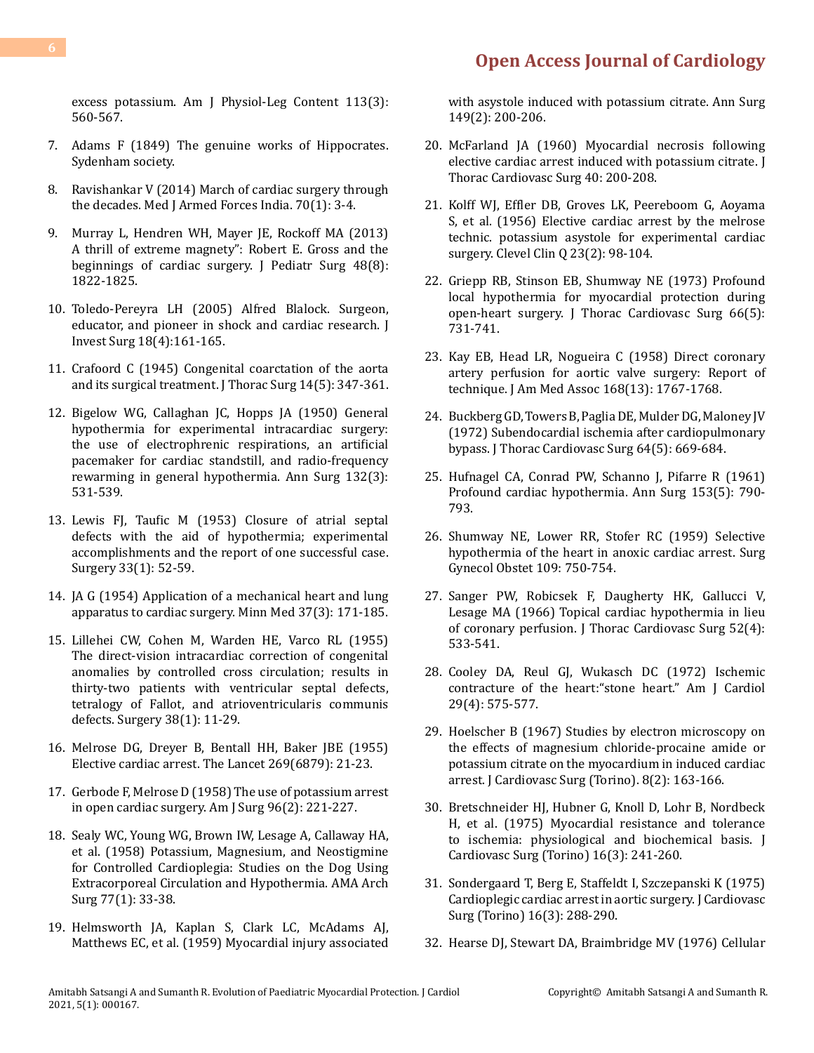excess potassium. Am J Physiol-Leg Content 113(3): 560-567.

7. Adams F (1849) The genuine works of Hippocrates. Sydenham society.
8. Ravishankar V (2014) March of cardiac surgery through the decades. Med J Armed Forces India. 70(1): 3-4.
9. Murray L, Hendren WH, Mayer JE, Rockoff MA (2013) A thrill of extreme magnety": Robert E. Gross and the beginnings of cardiac surgery. J Pediatr Surg 48(8): 1822-1825.
10. Toledo-Pereyra LH (2005) Alfred Blalock. Surgeon, educator, and pioneer in shock and cardiac research. J Invest Surg 18(4):161-165.
11. Crafoord C (1945) Congenital coarctation of the aorta and its surgical treatment. J Thorac Surg 14(5): 347-361.
12. Bigelow WG, Callaghan JC, Hopps JA (1950) General hypothermia for experimental intracardiac surgery: the use of electrophrenic respirations, an artificial pacemaker for cardiac standstill, and radio-frequency rewarming in general hypothermia. Ann Surg 132(3): 531-539.
13. Lewis FJ, Taufic M (1953) Closure of atrial septal defects with the aid of hypothermia; experimental accomplishments and the report of one successful case. Surgery 33(1): 52-59.
14. JA G (1954) Application of a mechanical heart and lung apparatus to cardiac surgery. Minn Med 37(3): 171-185.
15. Lillehei CW, Cohen M, Warden HE, Varco RL (1955) The direct-vision intracardiac correction of congenital anomalies by controlled cross circulation; results in thirty-two patients with ventricular septal defects, tetralogy of Fallot, and atrioventricularis communis defects. Surgery 38(1): 11-29.
16. Melrose DG, Dreyer B, Bentall HH, Baker JBE (1955) Elective cardiac arrest. The Lancet 269(6879): 21-23.
17. Gerbode F, Melrose D (1958) The use of potassium arrest in open cardiac surgery. Am J Surg 96(2): 221-227.
18. Sealy WC, Young WG, Brown IW, Lesage A, Callaway HA, et al. (1958) Potassium, Magnesium, and Neostigmine for Controlled Cardioplegia: Studies on the Dog Using Extracorporeal Circulation and Hypothermia. AMA Arch Surg 77(1): 33-38.
19. Helmsworth JA, Kaplan S, Clark LC, McAdams AJ, Matthews EC, et al. (1959) Myocardial injury associated with asystole induced with potassium citrate. Ann Surg 149(2): 200-206.
20. McFarland JA (1960) Myocardial necrosis following elective cardiac arrest induced with potassium citrate. J Thorac Cardiovasc Surg 40: 200-208.
21. Kolff WJ, Effler DB, Groves LK, Peereboom G, Aoyama S, et al. (1956) Elective cardiac arrest by the melrose technic. potassium asystole for experimental cardiac surgery. Clevel Clin Q 23(2): 98-104.
22. Griepp RB, Stinson EB, Shumway NE (1973) Profound local hypothermia for myocardial protection during open-heart surgery. J Thorac Cardiovasc Surg 66(5): 731-741.
23. Kay EB, Head LR, Nogueira C (1958) Direct coronary artery perfusion for aortic valve surgery: Report of technique. J Am Med Assoc 168(13): 1767-1768.
24. Buckberg GD, Towers B, Paglia DE, Mulder DG, Maloney JV (1972) Subendocardial ischemia after cardiopulmonary bypass. J Thorac Cardiovasc Surg 64(5): 669-684.
25. Hufnagel CA, Conrad PW, Schanno J, Pifarre R (1961) Profound cardiac hypothermia. Ann Surg 153(5): 790-793.
26. Shumway NE, Lower RR, Stofer RC (1959) Selective hypothermia of the heart in anoxic cardiac arrest. Surg Gynecol Obstet 109: 750-754.
27. Sanger PW, Robicsek F, Daugherty HK, Gallucci V, Lesage MA (1966) Topical cardiac hypothermia in lieu of coronary perfusion. J Thorac Cardiovasc Surg 52(4): 533-541.
28. Cooley DA, Reul GJ, Wukasch DC (1972) Ischemic contracture of the heart:"stone heart." Am J Cardiol 29(4): 575-577.
29. Hoelscher B (1967) Studies by electron microscopy on the effects of magnesium chloride-procaine amide or potassium citrate on the myocardium in induced cardiac arrest. J Cardiovasc Surg (Torino). 8(2): 163-166.
30. Bretschneider HJ, Hubner G, Knoll D, Lohr B, Nordbeck H, et al. (1975) Myocardial resistance and tolerance to ischemia: physiological and biochemical basis. J Cardiovasc Surg (Torino) 16(3): 241-260.
31. Sondergaard T, Berg E, Staffeldt I, Szczepanski K (1975) Cardioplegic cardiac arrest in aortic surgery. J Cardiovasc Surg (Torino) 16(3): 288-290.
32. Hearse DJ, Stewart DA, Braimbridge MV (1976) Cellular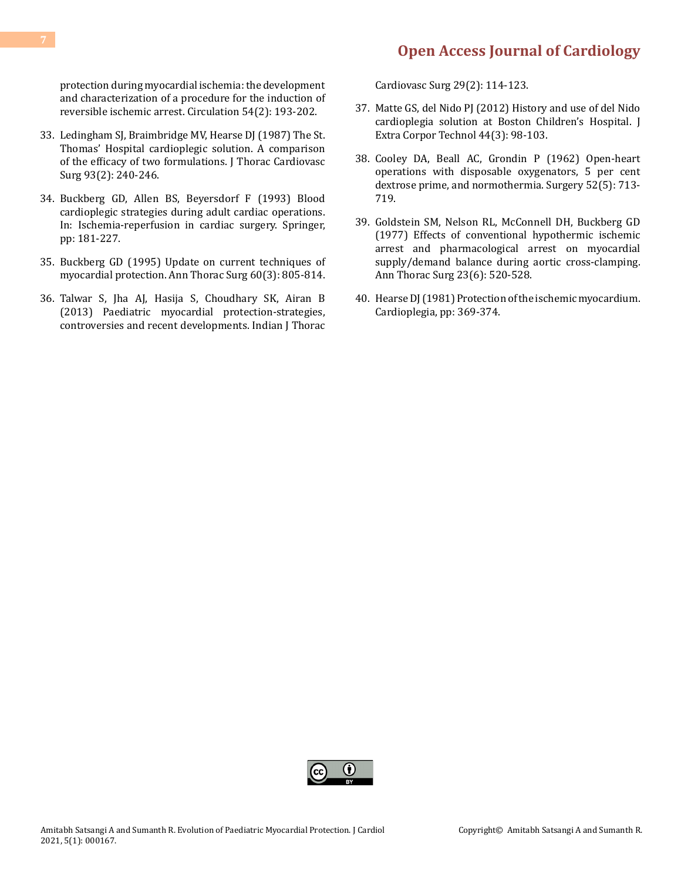protection during myocardial ischemia: the development and characterization of a procedure for the induction of reversible ischemic arrest. Circulation 54(2): 193-202.

33. Ledingham SJ, Braimbridge MV, Hearse DJ (1987) The St. Thomas' Hospital cardioplegic solution. A comparison of the efficacy of two formulations. J Thorac Cardiovasc Surg 93(2): 240-246.

34. Buckberg GD, Allen BS, Beyersdorf F (1993) Blood cardioplegic strategies during adult cardiac operations. In: Ischemia-reperfusion in cardiac surgery. Springer, pp: 181-227.

35. Buckberg GD (1995) Update on current techniques of myocardial protection. Ann Thorac Surg 60(3): 805-814.

36. Talwar S, Jha AJ, Hasija S, Choudhary SK, Airan B (2013) Paediatric myocardial protection-strategies, controversies and recent developments. Indian J Thorac Cardiovasc Surg 29(2): 114-123.

37. Matte GS, del Nido PJ (2012) History and use of del Nido cardioplegia solution at Boston Children's Hospital. J Extra Corpor Technol 44(3): 98-103.

38. Cooley DA, Beall AC, Grondin P (1962) Open-heart operations with disposable oxygenators, 5 per cent dextrose prime, and normothermia. Surgery 52(5): 713-719.

39. Goldstein SM, Nelson RL, McConnell DH, Buckberg GD (1977) Effects of conventional hypothermic ischemic arrest and pharmacological arrest on myocardial supply/demand balance during aortic cross-clamping. Ann Thorac Surg 23(6): 520-528.

40. Hearse DJ (1981) Protection of the ischemic myocardium. Cardioplegia, pp: 369-374.